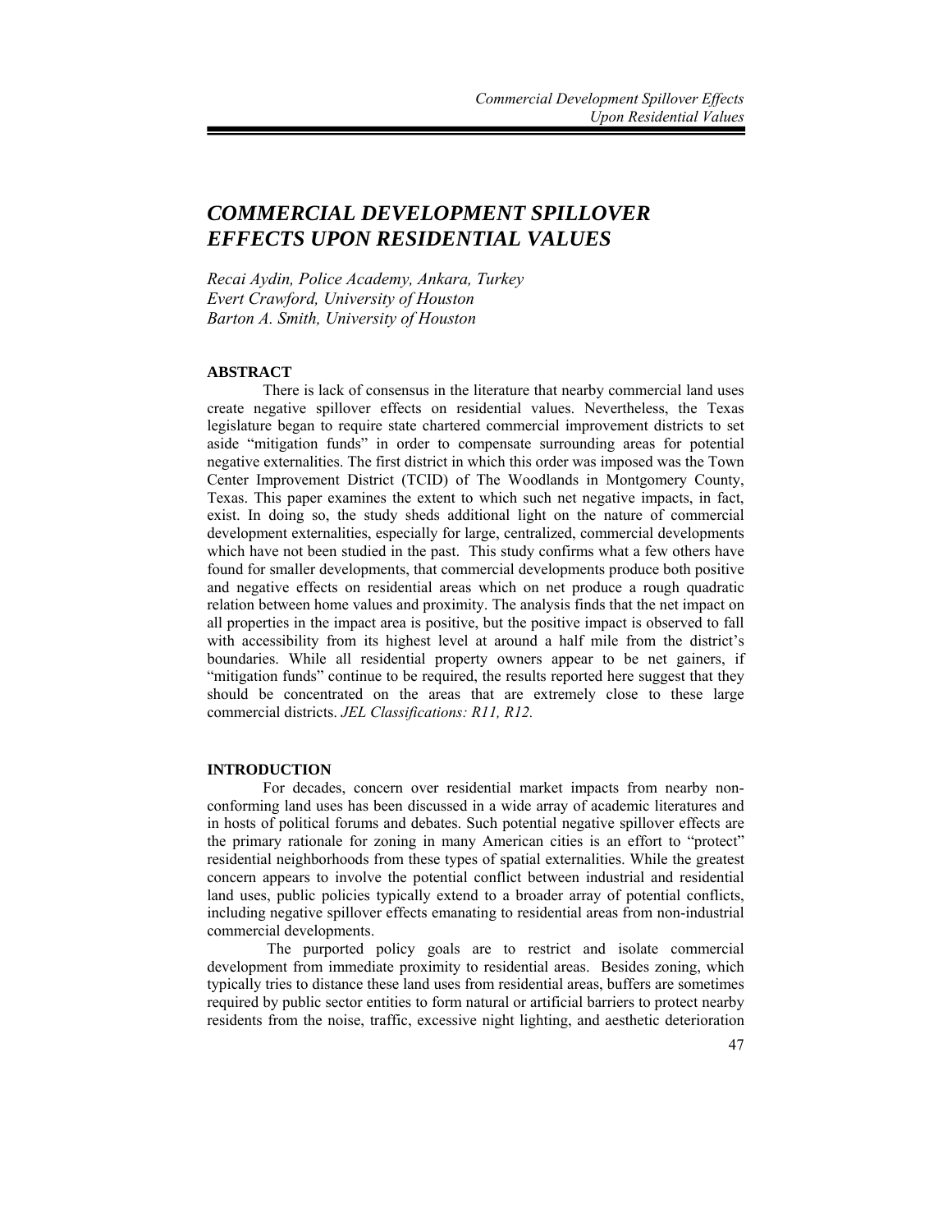# *COMMERCIAL DEVELOPMENT SPILLOVER EFFECTS UPON RESIDENTIAL VALUES*

*Recai Aydin, Police Academy, Ankara, Turkey*
*Evert Crawford, University of Houston*
*Barton A. Smith, University of Houston*

## ABSTRACT

There is lack of consensus in the literature that nearby commercial land uses create negative spillover effects on residential values. Nevertheless, the Texas legislature began to require state chartered commercial improvement districts to set aside "mitigation funds" in order to compensate surrounding areas for potential negative externalities. The first district in which this order was imposed was the Town Center Improvement District (TCID) of The Woodlands in Montgomery County, Texas. This paper examines the extent to which such net negative impacts, in fact, exist. In doing so, the study sheds additional light on the nature of commercial development externalities, especially for large, centralized, commercial developments which have not been studied in the past. This study confirms what a few others have found for smaller developments, that commercial developments produce both positive and negative effects on residential areas which on net produce a rough quadratic relation between home values and proximity. The analysis finds that the net impact on all properties in the impact area is positive, but the positive impact is observed to fall with accessibility from its highest level at around a half mile from the district's boundaries. While all residential property owners appear to be net gainers, if "mitigation funds" continue to be required, the results reported here suggest that they should be concentrated on the areas that are extremely close to these large commercial districts. *JEL Classifications: R11, R12.*

## INTRODUCTION

For decades, concern over residential market impacts from nearby non-conforming land uses has been discussed in a wide array of academic literatures and in hosts of political forums and debates. Such potential negative spillover effects are the primary rationale for zoning in many American cities is an effort to "protect" residential neighborhoods from these types of spatial externalities. While the greatest concern appears to involve the potential conflict between industrial and residential land uses, public policies typically extend to a broader array of potential conflicts, including negative spillover effects emanating to residential areas from non-industrial commercial developments.

The purported policy goals are to restrict and isolate commercial development from immediate proximity to residential areas. Besides zoning, which typically tries to distance these land uses from residential areas, buffers are sometimes required by public sector entities to form natural or artificial barriers to protect nearby residents from the noise, traffic, excessive night lighting, and aesthetic deterioration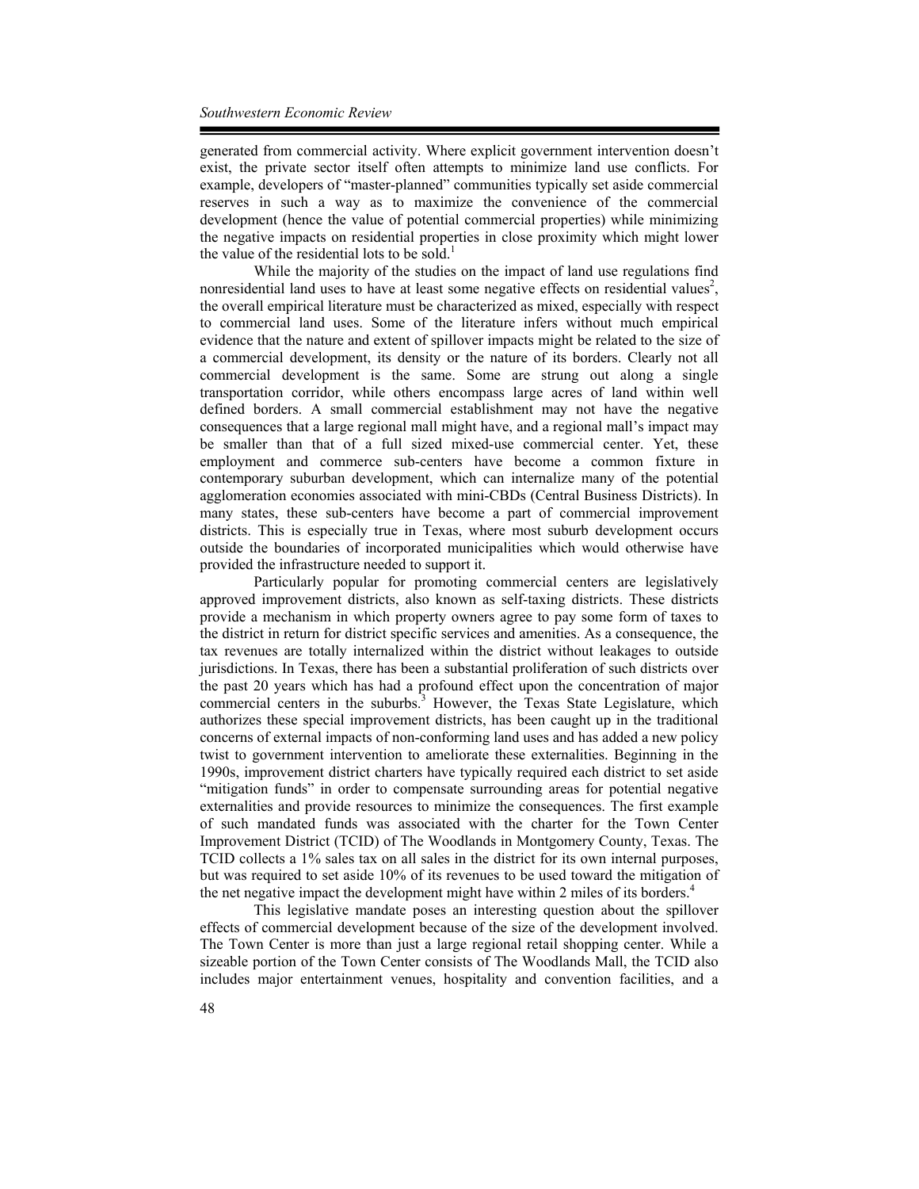generated from commercial activity. Where explicit government intervention doesn't exist, the private sector itself often attempts to minimize land use conflicts. For example, developers of "master-planned" communities typically set aside commercial reserves in such a way as to maximize the convenience of the commercial development (hence the value of potential commercial properties) while minimizing the negative impacts on residential properties in close proximity which might lower the value of the residential lots to be sold.[1]

While the majority of the studies on the impact of land use regulations find nonresidential land uses to have at least some negative effects on residential values[2], the overall empirical literature must be characterized as mixed, especially with respect to commercial land uses. Some of the literature infers without much empirical evidence that the nature and extent of spillover impacts might be related to the size of a commercial development, its density or the nature of its borders. Clearly not all commercial development is the same. Some are strung out along a single transportation corridor, while others encompass large acres of land within well defined borders. A small commercial establishment may not have the negative consequences that a large regional mall might have, and a regional mall's impact may be smaller than that of a full sized mixed-use commercial center. Yet, these employment and commerce sub-centers have become a common fixture in contemporary suburban development, which can internalize many of the potential agglomeration economies associated with mini-CBDs (Central Business Districts). In many states, these sub-centers have become a part of commercial improvement districts. This is especially true in Texas, where most suburb development occurs outside the boundaries of incorporated municipalities which would otherwise have provided the infrastructure needed to support it.

Particularly popular for promoting commercial centers are legislatively approved improvement districts, also known as self-taxing districts. These districts provide a mechanism in which property owners agree to pay some form of taxes to the district in return for district specific services and amenities. As a consequence, the tax revenues are totally internalized within the district without leakages to outside jurisdictions. In Texas, there has been a substantial proliferation of such districts over the past 20 years which has had a profound effect upon the concentration of major commercial centers in the suburbs.[3] However, the Texas State Legislature, which authorizes these special improvement districts, has been caught up in the traditional concerns of external impacts of non-conforming land uses and has added a new policy twist to government intervention to ameliorate these externalities. Beginning in the 1990s, improvement district charters have typically required each district to set aside "mitigation funds" in order to compensate surrounding areas for potential negative externalities and provide resources to minimize the consequences. The first example of such mandated funds was associated with the charter for the Town Center Improvement District (TCID) of The Woodlands in Montgomery County, Texas. The TCID collects a 1% sales tax on all sales in the district for its own internal purposes, but was required to set aside 10% of its revenues to be used toward the mitigation of the net negative impact the development might have within 2 miles of its borders.[4]

This legislative mandate poses an interesting question about the spillover effects of commercial development because of the size of the development involved. The Town Center is more than just a large regional retail shopping center. While a sizeable portion of the Town Center consists of The Woodlands Mall, the TCID also includes major entertainment venues, hospitality and convention facilities, and a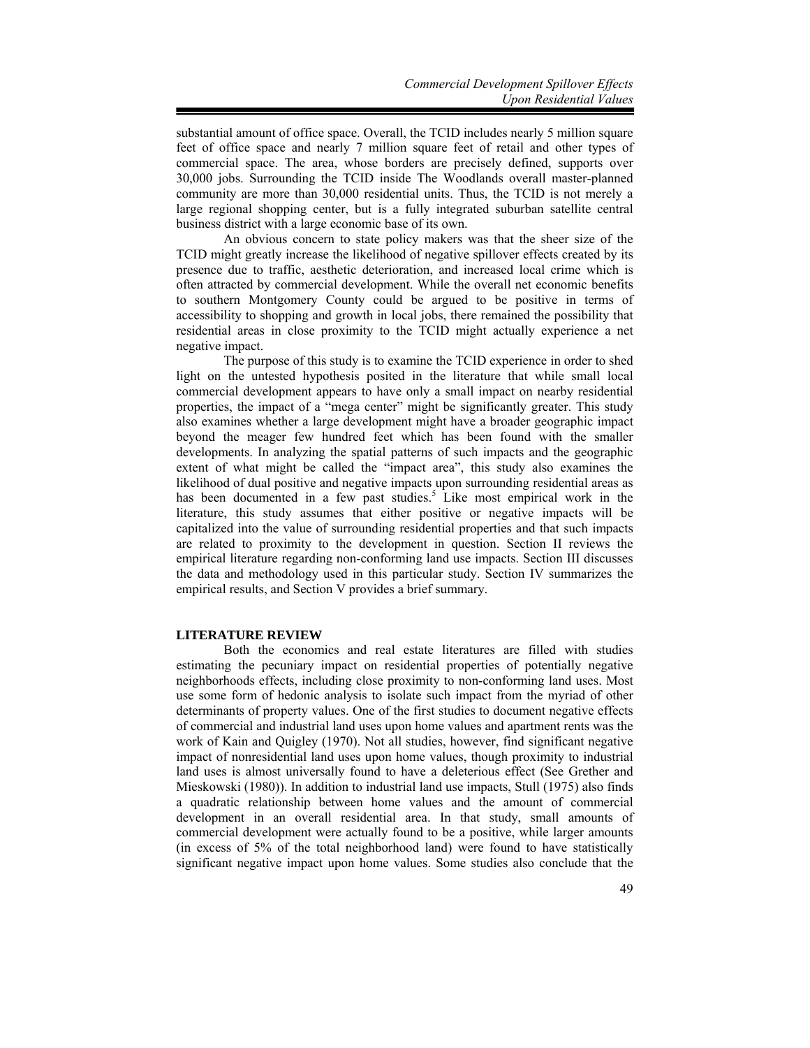substantial amount of office space. Overall, the TCID includes nearly 5 million square feet of office space and nearly 7 million square feet of retail and other types of commercial space. The area, whose borders are precisely defined, supports over 30,000 jobs. Surrounding the TCID inside The Woodlands overall master-planned community are more than 30,000 residential units. Thus, the TCID is not merely a large regional shopping center, but is a fully integrated suburban satellite central business district with a large economic base of its own.

An obvious concern to state policy makers was that the sheer size of the TCID might greatly increase the likelihood of negative spillover effects created by its presence due to traffic, aesthetic deterioration, and increased local crime which is often attracted by commercial development. While the overall net economic benefits to southern Montgomery County could be argued to be positive in terms of accessibility to shopping and growth in local jobs, there remained the possibility that residential areas in close proximity to the TCID might actually experience a net negative impact.

The purpose of this study is to examine the TCID experience in order to shed light on the untested hypothesis posited in the literature that while small local commercial development appears to have only a small impact on nearby residential properties, the impact of a "mega center" might be significantly greater. This study also examines whether a large development might have a broader geographic impact beyond the meager few hundred feet which has been found with the smaller developments. In analyzing the spatial patterns of such impacts and the geographic extent of what might be called the "impact area", this study also examines the likelihood of dual positive and negative impacts upon surrounding residential areas as has been documented in a few past studies.[5] Like most empirical work in the literature, this study assumes that either positive or negative impacts will be capitalized into the value of surrounding residential properties and that such impacts are related to proximity to the development in question. Section II reviews the empirical literature regarding non-conforming land use impacts. Section III discusses the data and methodology used in this particular study. Section IV summarizes the empirical results, and Section V provides a brief summary.

## LITERATURE REVIEW

Both the economics and real estate literatures are filled with studies estimating the pecuniary impact on residential properties of potentially negative neighborhoods effects, including close proximity to non-conforming land uses. Most use some form of hedonic analysis to isolate such impact from the myriad of other determinants of property values. One of the first studies to document negative effects of commercial and industrial land uses upon home values and apartment rents was the work of Kain and Quigley (1970). Not all studies, however, find significant negative impact of nonresidential land uses upon home values, though proximity to industrial land uses is almost universally found to have a deleterious effect (See Grether and Mieskowski (1980)). In addition to industrial land use impacts, Stull (1975) also finds a quadratic relationship between home values and the amount of commercial development in an overall residential area. In that study, small amounts of commercial development were actually found to be a positive, while larger amounts (in excess of 5% of the total neighborhood land) were found to have statistically significant negative impact upon home values. Some studies also conclude that the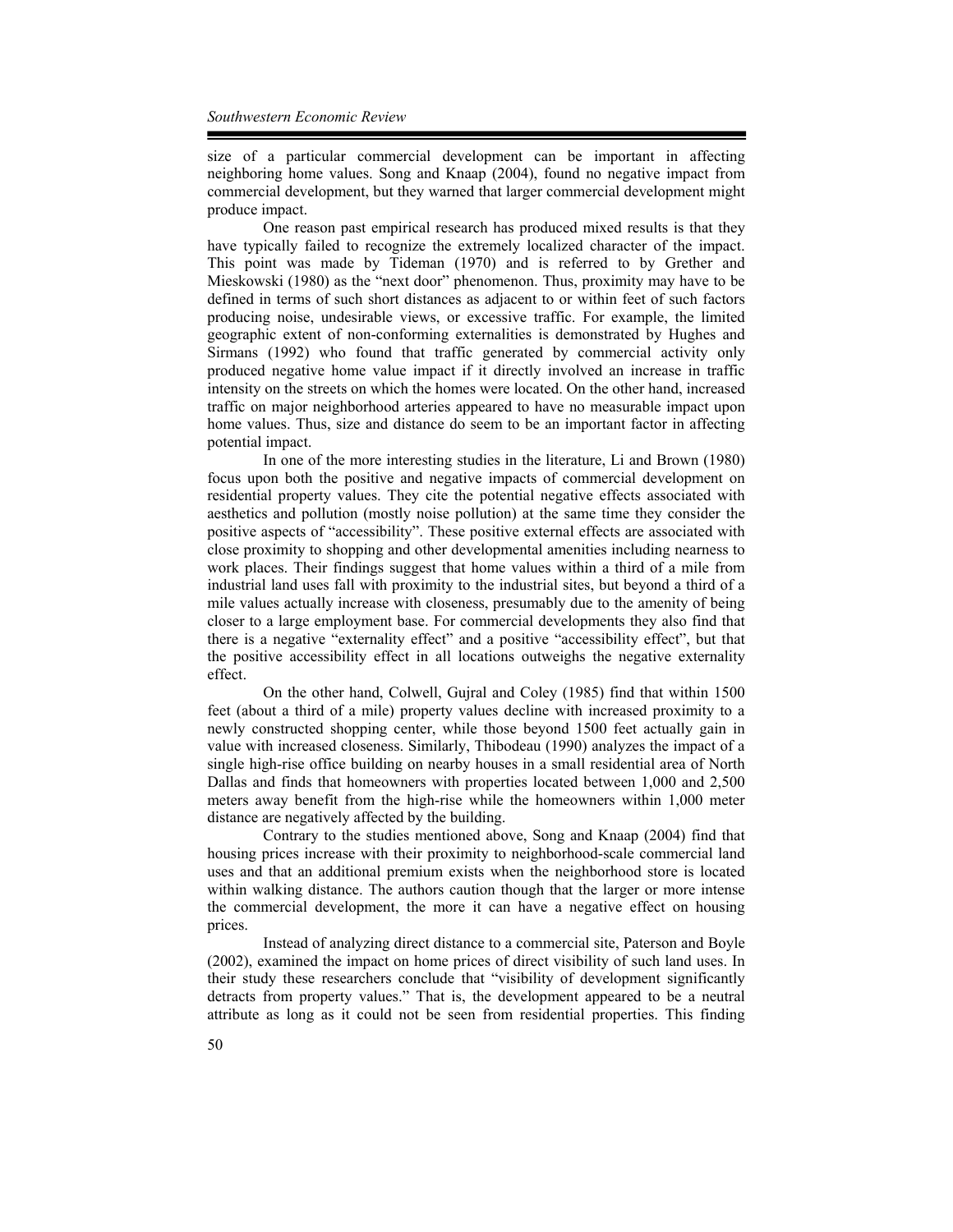size of a particular commercial development can be important in affecting neighboring home values. Song and Knaap (2004), found no negative impact from commercial development, but they warned that larger commercial development might produce impact.

One reason past empirical research has produced mixed results is that they have typically failed to recognize the extremely localized character of the impact. This point was made by Tideman (1970) and is referred to by Grether and Mieskowski (1980) as the "next door" phenomenon. Thus, proximity may have to be defined in terms of such short distances as adjacent to or within feet of such factors producing noise, undesirable views, or excessive traffic. For example, the limited geographic extent of non-conforming externalities is demonstrated by Hughes and Sirmans (1992) who found that traffic generated by commercial activity only produced negative home value impact if it directly involved an increase in traffic intensity on the streets on which the homes were located. On the other hand, increased traffic on major neighborhood arteries appeared to have no measurable impact upon home values. Thus, size and distance do seem to be an important factor in affecting potential impact.

In one of the more interesting studies in the literature, Li and Brown (1980) focus upon both the positive and negative impacts of commercial development on residential property values. They cite the potential negative effects associated with aesthetics and pollution (mostly noise pollution) at the same time they consider the positive aspects of "accessibility". These positive external effects are associated with close proximity to shopping and other developmental amenities including nearness to work places. Their findings suggest that home values within a third of a mile from industrial land uses fall with proximity to the industrial sites, but beyond a third of a mile values actually increase with closeness, presumably due to the amenity of being closer to a large employment base. For commercial developments they also find that there is a negative "externality effect" and a positive "accessibility effect", but that the positive accessibility effect in all locations outweighs the negative externality effect.

On the other hand, Colwell, Gujral and Coley (1985) find that within 1500 feet (about a third of a mile) property values decline with increased proximity to a newly constructed shopping center, while those beyond 1500 feet actually gain in value with increased closeness. Similarly, Thibodeau (1990) analyzes the impact of a single high-rise office building on nearby houses in a small residential area of North Dallas and finds that homeowners with properties located between 1,000 and 2,500 meters away benefit from the high-rise while the homeowners within 1,000 meter distance are negatively affected by the building.

Contrary to the studies mentioned above, Song and Knaap (2004) find that housing prices increase with their proximity to neighborhood-scale commercial land uses and that an additional premium exists when the neighborhood store is located within walking distance. The authors caution though that the larger or more intense the commercial development, the more it can have a negative effect on housing prices.

Instead of analyzing direct distance to a commercial site, Paterson and Boyle (2002), examined the impact on home prices of direct visibility of such land uses. In their study these researchers conclude that "visibility of development significantly detracts from property values." That is, the development appeared to be a neutral attribute as long as it could not be seen from residential properties. This finding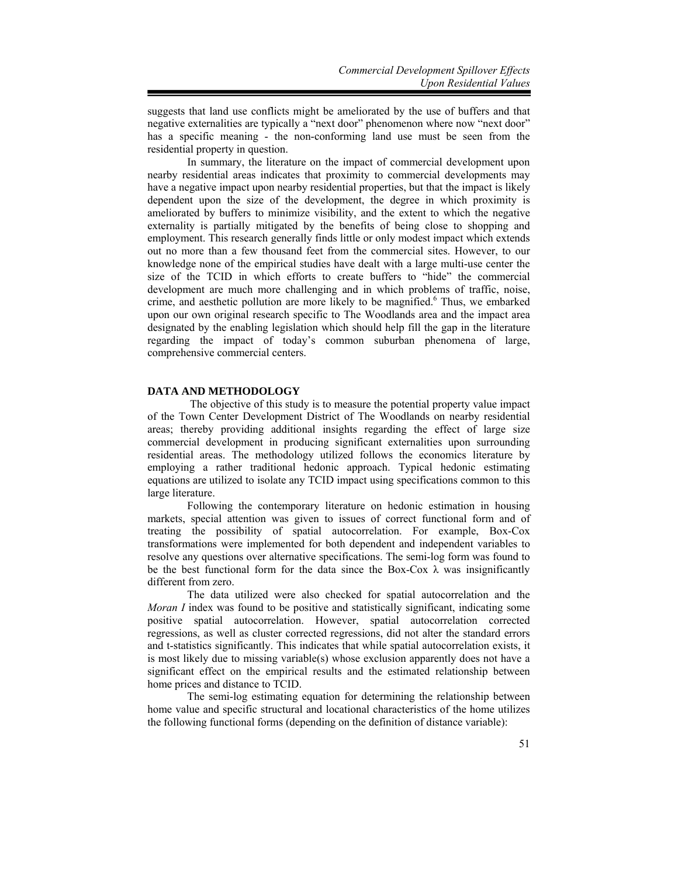suggests that land use conflicts might be ameliorated by the use of buffers and that negative externalities are typically a "next door" phenomenon where now "next door" has a specific meaning - the non-conforming land use must be seen from the residential property in question.

In summary, the literature on the impact of commercial development upon nearby residential areas indicates that proximity to commercial developments may have a negative impact upon nearby residential properties, but that the impact is likely dependent upon the size of the development, the degree in which proximity is ameliorated by buffers to minimize visibility, and the extent to which the negative externality is partially mitigated by the benefits of being close to shopping and employment. This research generally finds little or only modest impact which extends out no more than a few thousand feet from the commercial sites. However, to our knowledge none of the empirical studies have dealt with a large multi-use center the size of the TCID in which efforts to create buffers to "hide" the commercial development are much more challenging and in which problems of traffic, noise, crime, and aesthetic pollution are more likely to be magnified.[6] Thus, we embarked upon our own original research specific to The Woodlands area and the impact area designated by the enabling legislation which should help fill the gap in the literature regarding the impact of today's common suburban phenomena of large, comprehensive commercial centers.

## DATA AND METHODOLOGY

The objective of this study is to measure the potential property value impact of the Town Center Development District of The Woodlands on nearby residential areas; thereby providing additional insights regarding the effect of large size commercial development in producing significant externalities upon surrounding residential areas. The methodology utilized follows the economics literature by employing a rather traditional hedonic approach. Typical hedonic estimating equations are utilized to isolate any TCID impact using specifications common to this large literature.

Following the contemporary literature on hedonic estimation in housing markets, special attention was given to issues of correct functional form and of treating the possibility of spatial autocorrelation. For example, Box-Cox transformations were implemented for both dependent and independent variables to resolve any questions over alternative specifications. The semi-log form was found to be the best functional form for the data since the Box-Cox $\lambda$ was insignificantly different from zero.

The data utilized were also checked for spatial autocorrelation and the *Moran I* index was found to be positive and statistically significant, indicating some positive spatial autocorrelation. However, spatial autocorrelation corrected regressions, as well as cluster corrected regressions, did not alter the standard errors and t-statistics significantly. This indicates that while spatial autocorrelation exists, it is most likely due to missing variable(s) whose exclusion apparently does not have a significant effect on the empirical results and the estimated relationship between home prices and distance to TCID.

The semi-log estimating equation for determining the relationship between home value and specific structural and locational characteristics of the home utilizes the following functional forms (depending on the definition of distance variable):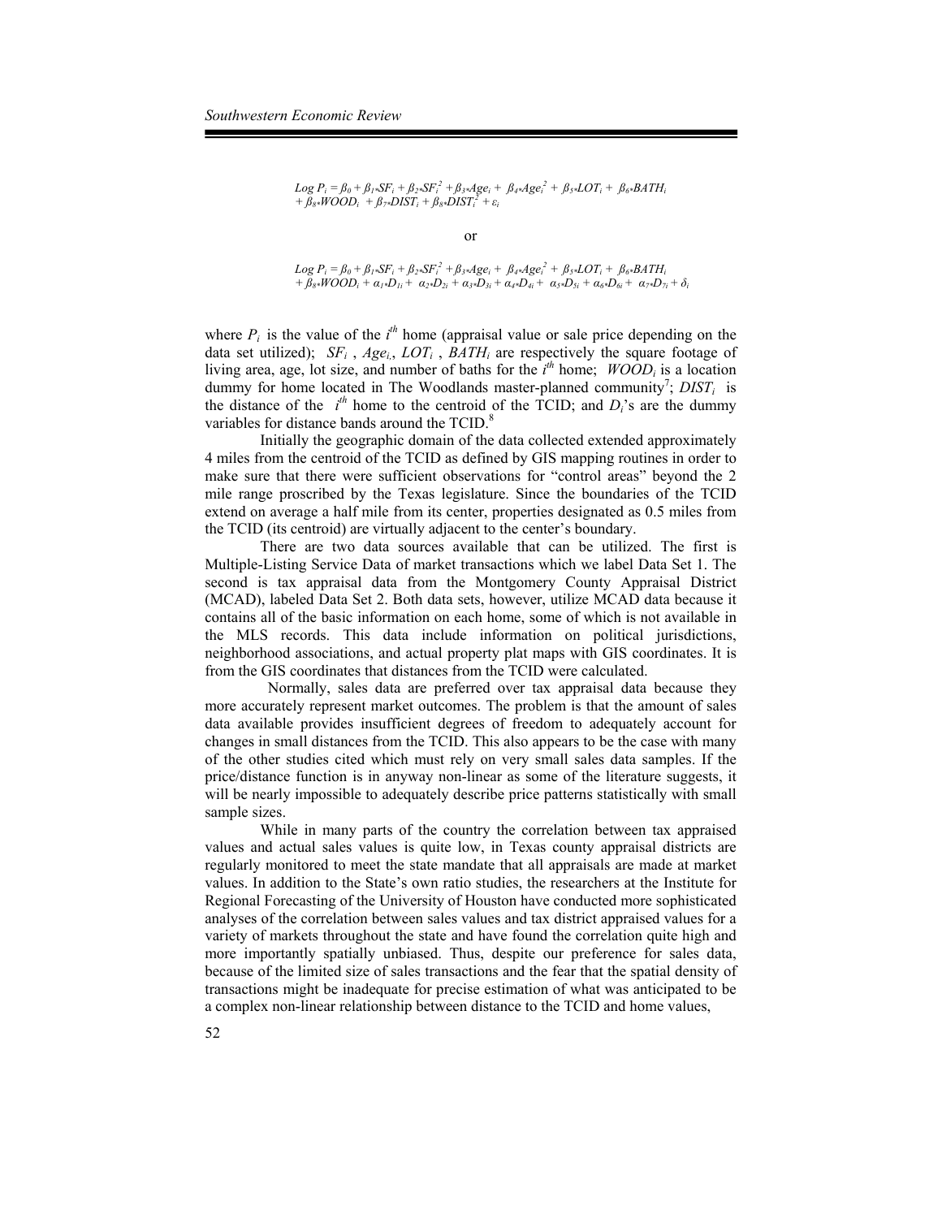$$Log\ P_i = \beta_0 + \beta_1{*}SF_i + \beta_2{*}SF_i^2 + \beta_3{*}Age_i + \beta_4{*}Age_i^2 + \beta_5{*}LOT_i + \beta_6{*}BATH_i + \beta_8{*}WOOD_i + \beta_7{*}DIST_i + \beta_8{*}DIST_i^2 + \varepsilon_i$$

or

$$Log\ P_i = \beta_0 + \beta_1{*}SF_i + \beta_2{*}SF_i^2 + \beta_3{*}Age_i + \beta_4{*}Age_i^2 + \beta_5{*}LOT_i + \beta_6{*}BATH_i + \beta_8{*}WOOD_i + \alpha_1{*}D_{1i} + \alpha_2{*}D_{2i} + \alpha_3{*}D_{3i} + \alpha_4{*}D_{4i} + \alpha_5{*}D_{5i} + \alpha_6{*}D_{6i} + \alpha_7{*}D_{7i} + \delta_i$$

where $P_i$ is the value of the $i^{th}$ home (appraisal value or sale price depending on the data set utilized); $SF_i$ , $Age_i$, $LOT_i$ , $BATH_i$ are respectively the square footage of living area, age, lot size, and number of baths for the $i^{th}$ home; $WOOD_i$ is a location dummy for home located in The Woodlands master-planned community[7]; $DIST_i$ is the distance of the $i^{th}$ home to the centroid of the TCID; and $D_i$'s are the dummy variables for distance bands around the TCID.[8]

Initially the geographic domain of the data collected extended approximately 4 miles from the centroid of the TCID as defined by GIS mapping routines in order to make sure that there were sufficient observations for "control areas" beyond the 2 mile range proscribed by the Texas legislature. Since the boundaries of the TCID extend on average a half mile from its center, properties designated as 0.5 miles from the TCID (its centroid) are virtually adjacent to the center's boundary.

There are two data sources available that can be utilized. The first is Multiple-Listing Service Data of market transactions which we label Data Set 1. The second is tax appraisal data from the Montgomery County Appraisal District (MCAD), labeled Data Set 2. Both data sets, however, utilize MCAD data because it contains all of the basic information on each home, some of which is not available in the MLS records. This data include information on political jurisdictions, neighborhood associations, and actual property plat maps with GIS coordinates. It is from the GIS coordinates that distances from the TCID were calculated.

Normally, sales data are preferred over tax appraisal data because they more accurately represent market outcomes. The problem is that the amount of sales data available provides insufficient degrees of freedom to adequately account for changes in small distances from the TCID. This also appears to be the case with many of the other studies cited which must rely on very small sales data samples. If the price/distance function is in anyway non-linear as some of the literature suggests, it will be nearly impossible to adequately describe price patterns statistically with small sample sizes.

While in many parts of the country the correlation between tax appraised values and actual sales values is quite low, in Texas county appraisal districts are regularly monitored to meet the state mandate that all appraisals are made at market values. In addition to the State's own ratio studies, the researchers at the Institute for Regional Forecasting of the University of Houston have conducted more sophisticated analyses of the correlation between sales values and tax district appraised values for a variety of markets throughout the state and have found the correlation quite high and more importantly spatially unbiased. Thus, despite our preference for sales data, because of the limited size of sales transactions and the fear that the spatial density of transactions might be inadequate for precise estimation of what was anticipated to be a complex non-linear relationship between distance to the TCID and home values,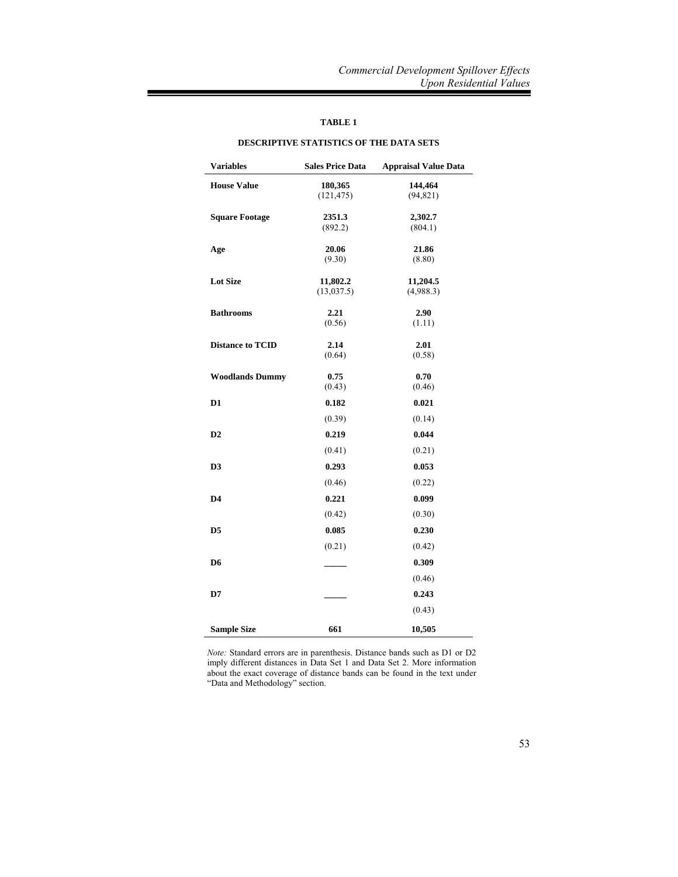**TABLE 1**

**DESCRIPTIVE STATISTICS OF THE DATA SETS**

| Variables | Sales Price Data | Appraisal Value Data |
|---|---|---|
| **House Value** | **180,365** | **144,464** |
| | (121,475) | (94,821) |
| **Square Footage** | **2351.3** | **2,302.7** |
| | (892.2) | (804.1) |
| **Age** | **20.06** | **21.86** |
| | (9.30) | (8.80) |
| **Lot Size** | **11,802.2** | **11,204.5** |
| | (13,037.5) | (4,988.3) |
| **Bathrooms** | **2.21** | **2.90** |
| | (0.56) | (1.11) |
| **Distance to TCID** | **2.14** | **2.01** |
| | (0.64) | (0.58) |
| **Woodlands Dummy** | **0.75** | **0.70** |
| | (0.43) | (0.46) |
| **D1** | **0.182** | **0.021** |
| | (0.39) | (0.14) |
| **D2** | **0.219** | **0.044** |
| | (0.41) | (0.21) |
| **D3** | **0.293** | **0.053** |
| | (0.46) | (0.22) |
| **D4** | **0.221** | **0.099** |
| | (0.42) | (0.30) |
| **D5** | **0.085** | **0.230** |
| | (0.21) | (0.42) |
| **D6** | _____ | **0.309** |
| | | (0.46) |
| **D7** | _____ | **0.243** |
| | | (0.43) |
| **Sample Size** | **661** | **10,505** |

*Note:* Standard errors are in parenthesis. Distance bands such as D1 or D2 imply different distances in Data Set 1 and Data Set 2. More information about the exact coverage of distance bands can be found in the text under "Data and Methodology" section.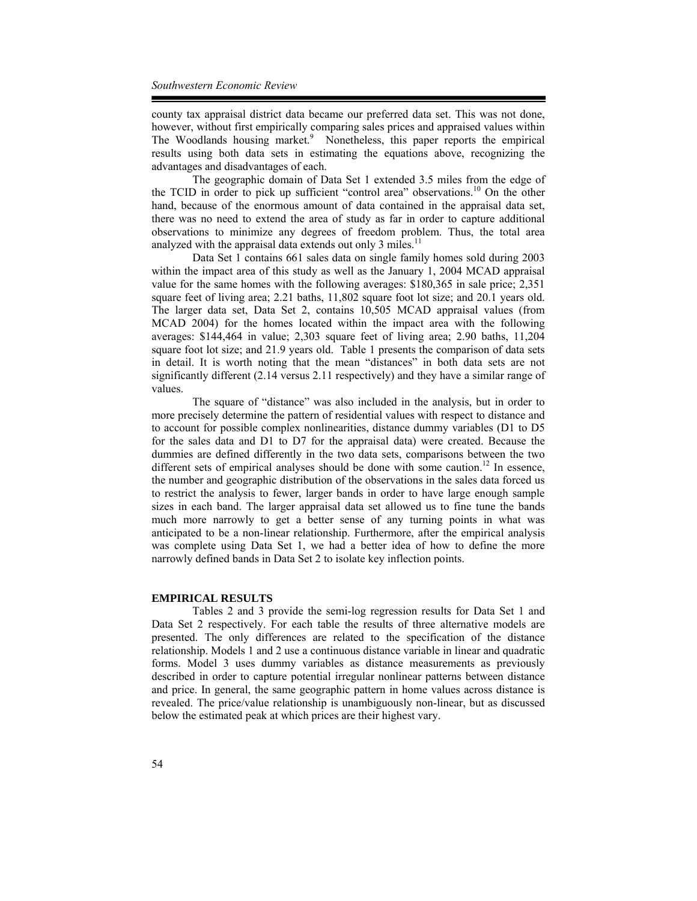county tax appraisal district data became our preferred data set. This was not done, however, without first empirically comparing sales prices and appraised values within The Woodlands housing market.[9] Nonetheless, this paper reports the empirical results using both data sets in estimating the equations above, recognizing the advantages and disadvantages of each.

The geographic domain of Data Set 1 extended 3.5 miles from the edge of the TCID in order to pick up sufficient "control area" observations.[10] On the other hand, because of the enormous amount of data contained in the appraisal data set, there was no need to extend the area of study as far in order to capture additional observations to minimize any degrees of freedom problem. Thus, the total area analyzed with the appraisal data extends out only 3 miles.[11]

Data Set 1 contains 661 sales data on single family homes sold during 2003 within the impact area of this study as well as the January 1, 2004 MCAD appraisal value for the same homes with the following averages: $180,365 in sale price; 2,351 square feet of living area; 2.21 baths, 11,802 square foot lot size; and 20.1 years old. The larger data set, Data Set 2, contains 10,505 MCAD appraisal values (from MCAD 2004) for the homes located within the impact area with the following averages: $144,464 in value; 2,303 square feet of living area; 2.90 baths, 11,204 square foot lot size; and 21.9 years old. Table 1 presents the comparison of data sets in detail. It is worth noting that the mean "distances" in both data sets are not significantly different (2.14 versus 2.11 respectively) and they have a similar range of values.

The square of "distance" was also included in the analysis, but in order to more precisely determine the pattern of residential values with respect to distance and to account for possible complex nonlinearities, distance dummy variables (D1 to D5 for the sales data and D1 to D7 for the appraisal data) were created. Because the dummies are defined differently in the two data sets, comparisons between the two different sets of empirical analyses should be done with some caution.[12] In essence, the number and geographic distribution of the observations in the sales data forced us to restrict the analysis to fewer, larger bands in order to have large enough sample sizes in each band. The larger appraisal data set allowed us to fine tune the bands much more narrowly to get a better sense of any turning points in what was anticipated to be a non-linear relationship. Furthermore, after the empirical analysis was complete using Data Set 1, we had a better idea of how to define the more narrowly defined bands in Data Set 2 to isolate key inflection points.

## EMPIRICAL RESULTS

Tables 2 and 3 provide the semi-log regression results for Data Set 1 and Data Set 2 respectively. For each table the results of three alternative models are presented. The only differences are related to the specification of the distance relationship. Models 1 and 2 use a continuous distance variable in linear and quadratic forms. Model 3 uses dummy variables as distance measurements as previously described in order to capture potential irregular nonlinear patterns between distance and price. In general, the same geographic pattern in home values across distance is revealed. The price/value relationship is unambiguously non-linear, but as discussed below the estimated peak at which prices are their highest vary.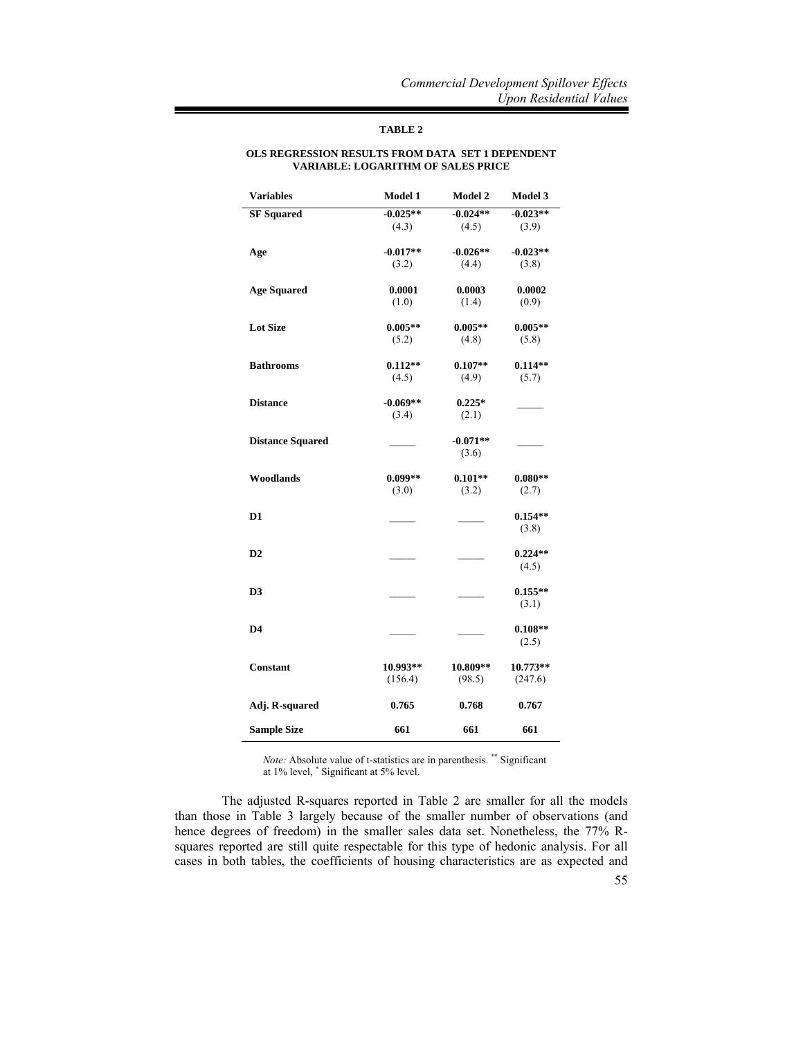**TABLE 2**

**OLS REGRESSION RESULTS FROM DATA SET 1 DEPENDENT VARIABLE: LOGARITHM OF SALES PRICE**

| Variables | Model 1 | Model 2 | Model 3 |
|---|---|---|---|
| **SF Squared** | **-0.025**** | **-0.024**** | **-0.023**** |
| | (4.3) | (4.5) | (3.9) |
| **Age** | **-0.017**** | **-0.026**** | **-0.023**** |
| | (3.2) | (4.4) | (3.8) |
| **Age Squared** | **0.0001** | **0.0003** | **0.0002** |
| | (1.0) | (1.4) | (0.9) |
| **Lot Size** | **0.005**** | **0.005**** | **0.005**** |
| | (5.2) | (4.8) | (5.8) |
| **Bathrooms** | **0.112**** | **0.107**** | **0.114**** |
| | (4.5) | (4.9) | (5.7) |
| **Distance** | **-0.069**** | **0.225*** | _____ |
| | (3.4) | (2.1) | |
| **Distance Squared** | _____ | **-0.071**** | _____ |
| | | (3.6) | |
| **Woodlands** | **0.099**** | **0.101**** | **0.080**** |
| | (3.0) | (3.2) | (2.7) |
| **D1** | _____ | _____ | **0.154**** |
| | | | (3.8) |
| **D2** | _____ | _____ | **0.224**** |
| | | | (4.5) |
| **D3** | _____ | _____ | **0.155**** |
| | | | (3.1) |
| **D4** | _____ | _____ | **0.108**** |
| | | | (2.5) |
| **Constant** | **10.993**** | **10.809**** | **10.773**** |
| | (156.4) | (98.5) | (247.6) |
| **Adj. R-squared** | **0.765** | **0.768** | **0.767** |
| **Sample Size** | **661** | **661** | **661** |

*Note:* Absolute value of t-statistics are in parenthesis. ** Significant at 1% level, * Significant at 5% level.

The adjusted R-squares reported in Table 2 are smaller for all the models than those in Table 3 largely because of the smaller number of observations (and hence degrees of freedom) in the smaller sales data set. Nonetheless, the 77% R-squares reported are still quite respectable for this type of hedonic analysis. For all cases in both tables, the coefficients of housing characteristics are as expected and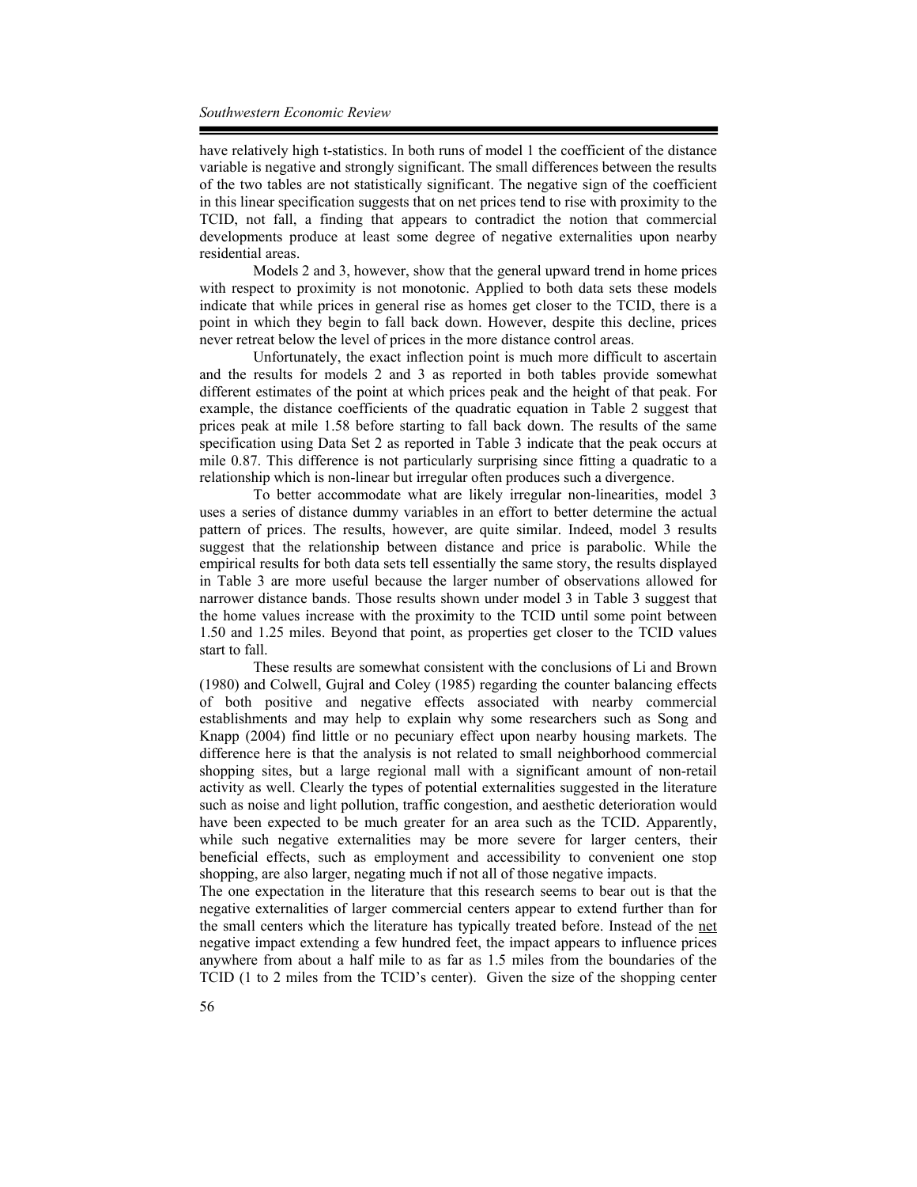have relatively high t-statistics. In both runs of model 1 the coefficient of the distance variable is negative and strongly significant. The small differences between the results of the two tables are not statistically significant. The negative sign of the coefficient in this linear specification suggests that on net prices tend to rise with proximity to the TCID, not fall, a finding that appears to contradict the notion that commercial developments produce at least some degree of negative externalities upon nearby residential areas.

Models 2 and 3, however, show that the general upward trend in home prices with respect to proximity is not monotonic. Applied to both data sets these models indicate that while prices in general rise as homes get closer to the TCID, there is a point in which they begin to fall back down. However, despite this decline, prices never retreat below the level of prices in the more distance control areas.

Unfortunately, the exact inflection point is much more difficult to ascertain and the results for models 2 and 3 as reported in both tables provide somewhat different estimates of the point at which prices peak and the height of that peak. For example, the distance coefficients of the quadratic equation in Table 2 suggest that prices peak at mile 1.58 before starting to fall back down. The results of the same specification using Data Set 2 as reported in Table 3 indicate that the peak occurs at mile 0.87. This difference is not particularly surprising since fitting a quadratic to a relationship which is non-linear but irregular often produces such a divergence.

To better accommodate what are likely irregular non-linearities, model 3 uses a series of distance dummy variables in an effort to better determine the actual pattern of prices. The results, however, are quite similar. Indeed, model 3 results suggest that the relationship between distance and price is parabolic. While the empirical results for both data sets tell essentially the same story, the results displayed in Table 3 are more useful because the larger number of observations allowed for narrower distance bands. Those results shown under model 3 in Table 3 suggest that the home values increase with the proximity to the TCID until some point between 1.50 and 1.25 miles. Beyond that point, as properties get closer to the TCID values start to fall.

These results are somewhat consistent with the conclusions of Li and Brown (1980) and Colwell, Gujral and Coley (1985) regarding the counter balancing effects of both positive and negative effects associated with nearby commercial establishments and may help to explain why some researchers such as Song and Knapp (2004) find little or no pecuniary effect upon nearby housing markets. The difference here is that the analysis is not related to small neighborhood commercial shopping sites, but a large regional mall with a significant amount of non-retail activity as well. Clearly the types of potential externalities suggested in the literature such as noise and light pollution, traffic congestion, and aesthetic deterioration would have been expected to be much greater for an area such as the TCID. Apparently, while such negative externalities may be more severe for larger centers, their beneficial effects, such as employment and accessibility to convenient one stop shopping, are also larger, negating much if not all of those negative impacts.

The one expectation in the literature that this research seems to bear out is that the negative externalities of larger commercial centers appear to extend further than for the small centers which the literature has typically treated before. Instead of the <u>net</u> negative impact extending a few hundred feet, the impact appears to influence prices anywhere from about a half mile to as far as 1.5 miles from the boundaries of the TCID (1 to 2 miles from the TCID's center). Given the size of the shopping center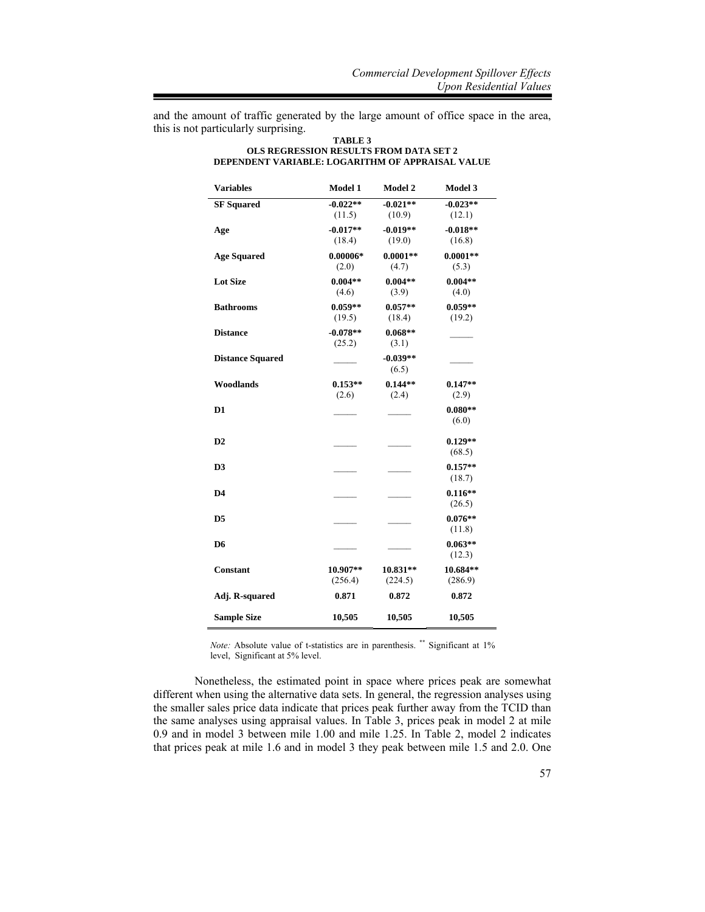and the amount of traffic generated by the large amount of office space in the area, this is not particularly surprising.

**TABLE 3**
**OLS REGRESSION RESULTS FROM DATA SET 2**
**DEPENDENT VARIABLE: LOGARITHM OF APPRAISAL VALUE**

| Variables | Model 1 | Model 2 | Model 3 |
|---|---|---|---|
| **SF Squared** | **-0.022**** (11.5) | **-0.021**** (10.9) | **-0.023**** (12.1) |
| **Age** | **-0.017**** (18.4) | **-0.019**** (19.0) | **-0.018**** (16.8) |
| **Age Squared** | **0.00006*** (2.0) | **0.0001**** (4.7) | **0.0001**** (5.3) |
| **Lot Size** | **0.004**** (4.6) | **0.004**** (3.9) | **0.004**** (4.0) |
| **Bathrooms** | **0.059**** (19.5) | **0.057**** (18.4) | **0.059**** (19.2) |
| **Distance** | **-0.078**** (25.2) | **0.068**** (3.1) | _____ |
| **Distance Squared** | _____ | **-0.039**** (6.5) | _____ |
| **Woodlands** | **0.153**** (2.6) | **0.144**** (2.4) | **0.147**** (2.9) |
| **D1** | _____ | _____ | **0.080**** (6.0) |
| **D2** | _____ | _____ | **0.129**** (68.5) |
| **D3** | _____ | _____ | **0.157**** (18.7) |
| **D4** | _____ | _____ | **0.116**** (26.5) |
| **D5** | _____ | _____ | **0.076**** (11.8) |
| **D6** | _____ | _____ | **0.063**** (12.3) |
| **Constant** | **10.907**** (256.4) | **10.831**** (224.5) | **10.684**** (286.9) |
| **Adj. R-squared** | **0.871** | **0.872** | **0.872** |
| **Sample Size** | **10,505** | **10,505** | **10,505** |

*Note:* Absolute value of t-statistics are in parenthesis. ** Significant at 1% level, Significant at 5% level.

Nonetheless, the estimated point in space where prices peak are somewhat different when using the alternative data sets. In general, the regression analyses using the smaller sales price data indicate that prices peak further away from the TCID than the same analyses using appraisal values. In Table 3, prices peak in model 2 at mile 0.9 and in model 3 between mile 1.00 and mile 1.25. In Table 2, model 2 indicates that prices peak at mile 1.6 and in model 3 they peak between mile 1.5 and 2.0. One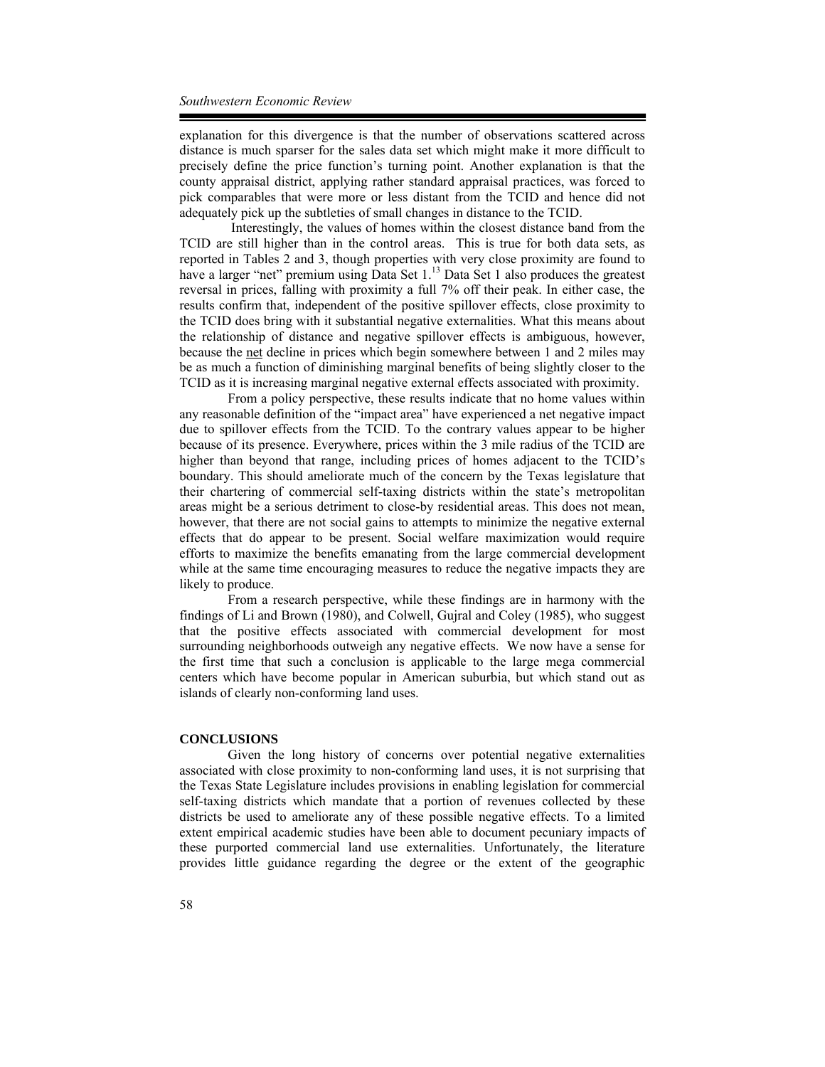explanation for this divergence is that the number of observations scattered across distance is much sparser for the sales data set which might make it more difficult to precisely define the price function's turning point. Another explanation is that the county appraisal district, applying rather standard appraisal practices, was forced to pick comparables that were more or less distant from the TCID and hence did not adequately pick up the subtleties of small changes in distance to the TCID.

Interestingly, the values of homes within the closest distance band from the TCID are still higher than in the control areas. This is true for both data sets, as reported in Tables 2 and 3, though properties with very close proximity are found to have a larger "net" premium using Data Set 1.[13] Data Set 1 also produces the greatest reversal in prices, falling with proximity a full 7% off their peak. In either case, the results confirm that, independent of the positive spillover effects, close proximity to the TCID does bring with it substantial negative externalities. What this means about the relationship of distance and negative spillover effects is ambiguous, however, because the <u>net</u> decline in prices which begin somewhere between 1 and 2 miles may be as much a function of diminishing marginal benefits of being slightly closer to the TCID as it is increasing marginal negative external effects associated with proximity.

From a policy perspective, these results indicate that no home values within any reasonable definition of the "impact area" have experienced a net negative impact due to spillover effects from the TCID. To the contrary values appear to be higher because of its presence. Everywhere, prices within the 3 mile radius of the TCID are higher than beyond that range, including prices of homes adjacent to the TCID's boundary. This should ameliorate much of the concern by the Texas legislature that their chartering of commercial self-taxing districts within the state's metropolitan areas might be a serious detriment to close-by residential areas. This does not mean, however, that there are not social gains to attempts to minimize the negative external effects that do appear to be present. Social welfare maximization would require efforts to maximize the benefits emanating from the large commercial development while at the same time encouraging measures to reduce the negative impacts they are likely to produce.

From a research perspective, while these findings are in harmony with the findings of Li and Brown (1980), and Colwell, Gujral and Coley (1985), who suggest that the positive effects associated with commercial development for most surrounding neighborhoods outweigh any negative effects. We now have a sense for the first time that such a conclusion is applicable to the large mega commercial centers which have become popular in American suburbia, but which stand out as islands of clearly non-conforming land uses.

## CONCLUSIONS

Given the long history of concerns over potential negative externalities associated with close proximity to non-conforming land uses, it is not surprising that the Texas State Legislature includes provisions in enabling legislation for commercial self-taxing districts which mandate that a portion of revenues collected by these districts be used to ameliorate any of these possible negative effects. To a limited extent empirical academic studies have been able to document pecuniary impacts of these purported commercial land use externalities. Unfortunately, the literature provides little guidance regarding the degree or the extent of the geographic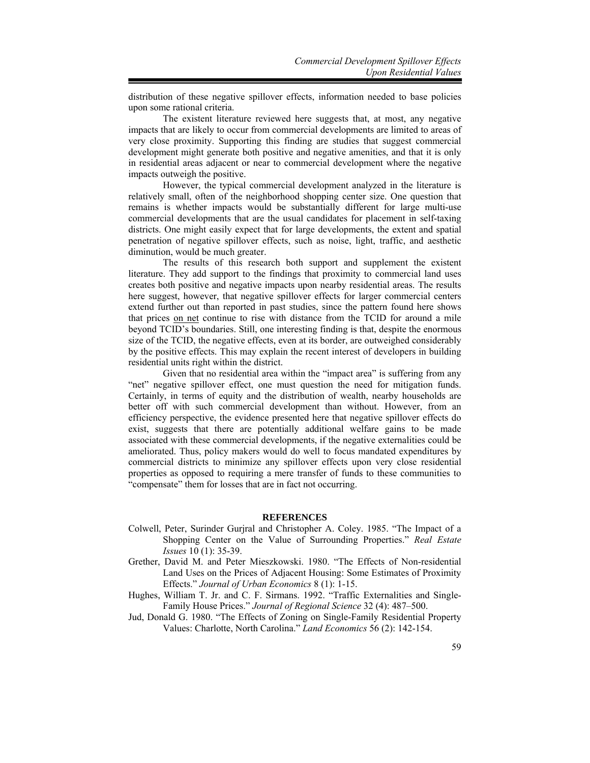distribution of these negative spillover effects, information needed to base policies upon some rational criteria.

The existent literature reviewed here suggests that, at most, any negative impacts that are likely to occur from commercial developments are limited to areas of very close proximity. Supporting this finding are studies that suggest commercial development might generate both positive and negative amenities, and that it is only in residential areas adjacent or near to commercial development where the negative impacts outweigh the positive.

However, the typical commercial development analyzed in the literature is relatively small, often of the neighborhood shopping center size. One question that remains is whether impacts would be substantially different for large multi-use commercial developments that are the usual candidates for placement in self-taxing districts. One might easily expect that for large developments, the extent and spatial penetration of negative spillover effects, such as noise, light, traffic, and aesthetic diminution, would be much greater.

The results of this research both support and supplement the existent literature. They add support to the findings that proximity to commercial land uses creates both positive and negative impacts upon nearby residential areas. The results here suggest, however, that negative spillover effects for larger commercial centers extend further out than reported in past studies, since the pattern found here shows that prices on net continue to rise with distance from the TCID for around a mile beyond TCID's boundaries. Still, one interesting finding is that, despite the enormous size of the TCID, the negative effects, even at its border, are outweighed considerably by the positive effects. This may explain the recent interest of developers in building residential units right within the district.

Given that no residential area within the "impact area" is suffering from any "net" negative spillover effect, one must question the need for mitigation funds. Certainly, in terms of equity and the distribution of wealth, nearby households are better off with such commercial development than without. However, from an efficiency perspective, the evidence presented here that negative spillover effects do exist, suggests that there are potentially additional welfare gains to be made associated with these commercial developments, if the negative externalities could be ameliorated. Thus, policy makers would do well to focus mandated expenditures by commercial districts to minimize any spillover effects upon very close residential properties as opposed to requiring a mere transfer of funds to these communities to "compensate" them for losses that are in fact not occurring.

## REFERENCES

Colwell, Peter, Surinder Gurjral and Christopher A. Coley. 1985. "The Impact of a Shopping Center on the Value of Surrounding Properties." *Real Estate Issues* 10 (1): 35-39.

Grether, David M. and Peter Mieszkowski. 1980. "The Effects of Non-residential Land Uses on the Prices of Adjacent Housing: Some Estimates of Proximity Effects." *Journal of Urban Economics* 8 (1): 1-15.

Hughes, William T. Jr. and C. F. Sirmans. 1992. "Traffic Externalities and Single-Family House Prices." *Journal of Regional Science* 32 (4): 487–500.

Jud, Donald G. 1980. "The Effects of Zoning on Single-Family Residential Property Values: Charlotte, North Carolina." *Land Economics* 56 (2): 142-154.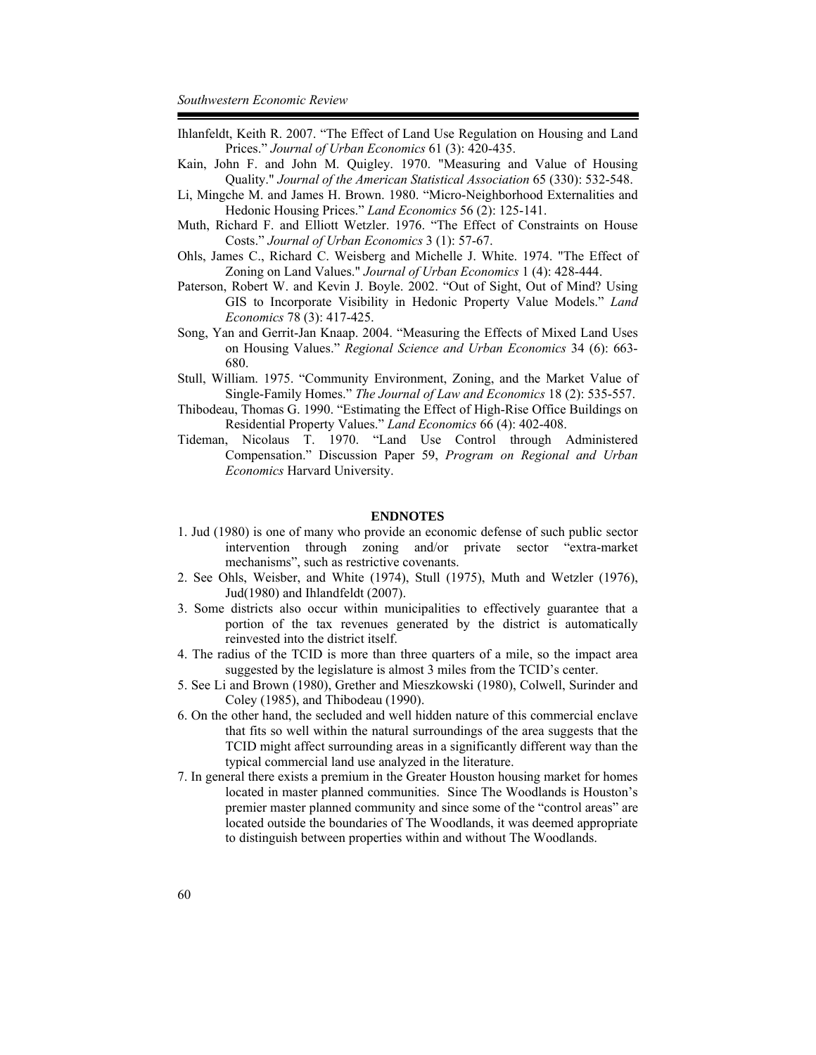Ihlanfeldt, Keith R. 2007. "The Effect of Land Use Regulation on Housing and Land Prices." *Journal of Urban Economics* 61 (3): 420-435.

Kain, John F. and John M. Quigley. 1970. "Measuring and Value of Housing Quality." *Journal of the American Statistical Association* 65 (330): 532-548.

Li, Mingche M. and James H. Brown. 1980. "Micro-Neighborhood Externalities and Hedonic Housing Prices." *Land Economics* 56 (2): 125-141.

Muth, Richard F. and Elliott Wetzler. 1976. "The Effect of Constraints on House Costs." *Journal of Urban Economics* 3 (1): 57-67.

Ohls, James C., Richard C. Weisberg and Michelle J. White. 1974. "The Effect of Zoning on Land Values." *Journal of Urban Economics* 1 (4): 428-444.

Paterson, Robert W. and Kevin J. Boyle. 2002. "Out of Sight, Out of Mind? Using GIS to Incorporate Visibility in Hedonic Property Value Models." *Land Economics* 78 (3): 417-425.

Song, Yan and Gerrit-Jan Knaap. 2004. "Measuring the Effects of Mixed Land Uses on Housing Values." *Regional Science and Urban Economics* 34 (6): 663-680.

Stull, William. 1975. "Community Environment, Zoning, and the Market Value of Single-Family Homes." *The Journal of Law and Economics* 18 (2): 535-557.

Thibodeau, Thomas G. 1990. "Estimating the Effect of High-Rise Office Buildings on Residential Property Values." *Land Economics* 66 (4): 402-408.

Tideman, Nicolaus T. 1970. "Land Use Control through Administered Compensation." Discussion Paper 59, *Program on Regional and Urban Economics* Harvard University.

## ENDNOTES

1. Jud (1980) is one of many who provide an economic defense of such public sector intervention through zoning and/or private sector "extra-market mechanisms", such as restrictive covenants.
2. See Ohls, Weisber, and White (1974), Stull (1975), Muth and Wetzler (1976), Jud(1980) and Ihlandfeldt (2007).
3. Some districts also occur within municipalities to effectively guarantee that a portion of the tax revenues generated by the district is automatically reinvested into the district itself.
4. The radius of the TCID is more than three quarters of a mile, so the impact area suggested by the legislature is almost 3 miles from the TCID's center.
5. See Li and Brown (1980), Grether and Mieszkowski (1980), Colwell, Surinder and Coley (1985), and Thibodeau (1990).
6. On the other hand, the secluded and well hidden nature of this commercial enclave that fits so well within the natural surroundings of the area suggests that the TCID might affect surrounding areas in a significantly different way than the typical commercial land use analyzed in the literature.
7. In general there exists a premium in the Greater Houston housing market for homes located in master planned communities. Since The Woodlands is Houston's premier master planned community and since some of the "control areas" are located outside the boundaries of The Woodlands, it was deemed appropriate to distinguish between properties within and without The Woodlands.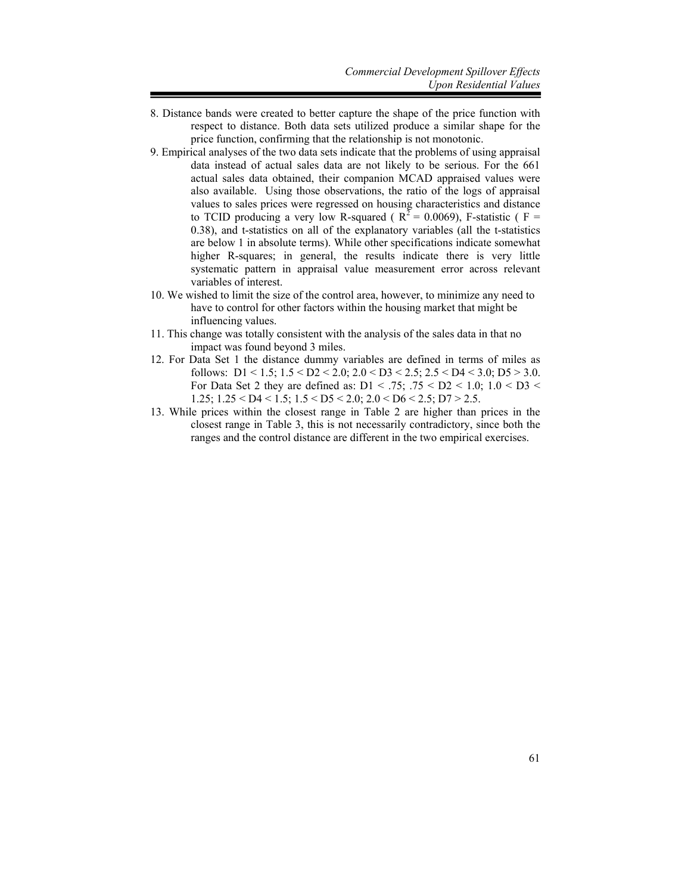8. Distance bands were created to better capture the shape of the price function with respect to distance. Both data sets utilized produce a similar shape for the price function, confirming that the relationship is not monotonic.
9. Empirical analyses of the two data sets indicate that the problems of using appraisal data instead of actual sales data are not likely to be serious. For the 661 actual sales data obtained, their companion MCAD appraised values were also available. Using those observations, the ratio of the logs of appraisal values to sales prices were regressed on housing characteristics and distance to TCID producing a very low R-squared ( $R^2 = 0.0069$), F-statistic ( $F = 0.38$), and t-statistics on all of the explanatory variables (all the t-statistics are below 1 in absolute terms). While other specifications indicate somewhat higher R-squares; in general, the results indicate there is very little systematic pattern in appraisal value measurement error across relevant variables of interest.
10. We wished to limit the size of the control area, however, to minimize any need to have to control for other factors within the housing market that might be influencing values.
11. This change was totally consistent with the analysis of the sales data in that no impact was found beyond 3 miles.
12. For Data Set 1 the distance dummy variables are defined in terms of miles as follows: $D1 < 1.5$; $1.5 < D2 < 2.0$; $2.0 < D3 < 2.5$; $2.5 < D4 < 3.0$; $D5 > 3.0$. For Data Set 2 they are defined as: $D1 < .75$; $.75 < D2 < 1.0$; $1.0 < D3 < 1.25$; $1.25 < D4 < 1.5$; $1.5 < D5 < 2.0$; $2.0 < D6 < 2.5$; $D7 > 2.5$.
13. While prices within the closest range in Table 2 are higher than prices in the closest range in Table 3, this is not necessarily contradictory, since both the ranges and the control distance are different in the two empirical exercises.